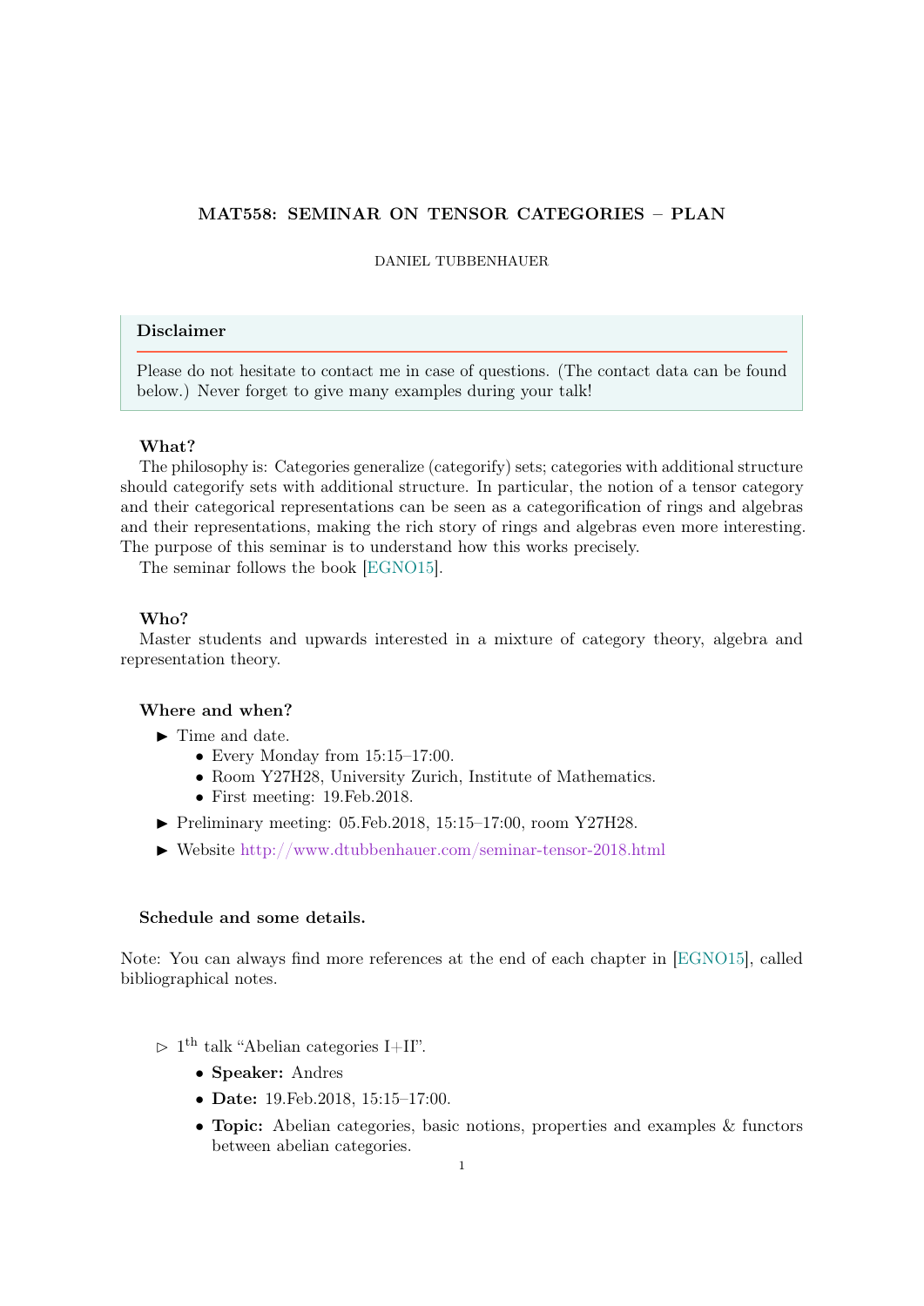# MAT558: SEMINAR ON TENSOR CATEGORIES – PLAN

DANIEL TUBBENHAUER

> **Disclaimer**
>
> Please do not hesitate to contact me in case of questions. (The contact data can be found below.) Never forget to give many examples during your talk!

### What?

The philosophy is: Categories generalize (categorify) sets; categories with additional structure should categorify sets with additional structure. In particular, the notion of a tensor category and their categorical representations can be seen as a categorification of rings and algebras and their representations, making the rich story of rings and algebras even more interesting. The purpose of this seminar is to understand how this works precisely.

The seminar follows the book [EGNO15].

### Who?

Master students and upwards interested in a mixture of category theory, algebra and representation theory.

### Where and when?

- ▶ Time and date.
  - Every Monday from 15:15–17:00.
  - Room Y27H28, University Zurich, Institute of Mathematics.
  - First meeting: 19.Feb.2018.
- ▶ Preliminary meeting: 05.Feb.2018, 15:15–17:00, room Y27H28.
- ▶ Website http://www.dtubbenhauer.com/seminar-tensor-2018.html

### Schedule and some details.

Note: You can always find more references at the end of each chapter in [EGNO15], called bibliographical notes.

- ▷ 1th talk "Abelian categories I+II".
  - **Speaker:** Andres
  - **Date:** 19.Feb.2018, 15:15–17:00.
  - **Topic:** Abelian categories, basic notions, properties and examples & functors between abelian categories.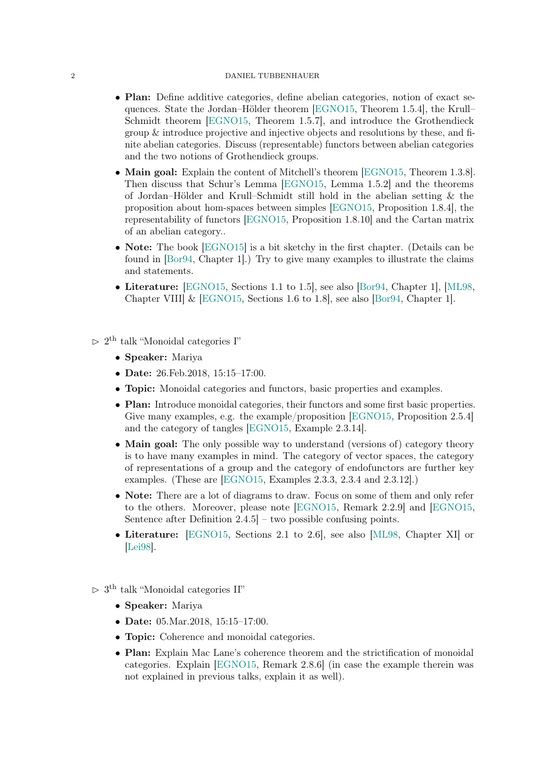- **Plan:** Define additive categories, define abelian categories, notion of exact sequences. State the Jordan–Hölder theorem [EGNO15, Theorem 1.5.4], the Krull–Schmidt theorem [EGNO15, Theorem 1.5.7], and introduce the Grothendieck group & introduce projective and injective objects and resolutions by these, and finite abelian categories. Discuss (representable) functors between abelian categories and the two notions of Grothendieck groups.
- **Main goal:** Explain the content of Mitchell's theorem [EGNO15, Theorem 1.3.8]. Then discuss that Schur's Lemma [EGNO15, Lemma 1.5.2] and the theorems of Jordan–Hölder and Krull–Schmidt still hold in the abelian setting & the proposition about hom-spaces between simples [EGNO15, Proposition 1.8.4], the representability of functors [EGNO15, Proposition 1.8.10] and the Cartan matrix of an abelian category..
- **Note:** The book [EGNO15] is a bit sketchy in the first chapter. (Details can be found in [Bor94, Chapter 1].) Try to give many examples to illustrate the claims and statements.
- **Literature:** [EGNO15, Sections 1.1 to 1.5], see also [Bor94, Chapter 1], [ML98, Chapter VIII] & [EGNO15, Sections 1.6 to 1.8], see also [Bor94, Chapter 1].

▷ 2th talk "Monoidal categories I"

- **Speaker:** Mariya
- **Date:** 26.Feb.2018, 15:15–17:00.
- **Topic:** Monoidal categories and functors, basic properties and examples.
- **Plan:** Introduce monoidal categories, their functors and some first basic properties. Give many examples, e.g. the example/proposition [EGNO15, Proposition 2.5.4] and the category of tangles [EGNO15, Example 2.3.14].
- **Main goal:** The only possible way to understand (versions of) category theory is to have many examples in mind. The category of vector spaces, the category of representations of a group and the category of endofunctors are further key examples. (These are [EGNO15, Examples 2.3.3, 2.3.4 and 2.3.12].)
- **Note:** There are a lot of diagrams to draw. Focus on some of them and only refer to the others. Moreover, please note [EGNO15, Remark 2.2.9] and [EGNO15, Sentence after Definition 2.4.5] – two possible confusing points.
- **Literature:** [EGNO15, Sections 2.1 to 2.6], see also [ML98, Chapter XI] or [Lei98].

▷ 3th talk "Monoidal categories II"

- **Speaker:** Mariya
- **Date:** 05.Mar.2018, 15:15–17:00.
- **Topic:** Coherence and monoidal categories.
- **Plan:** Explain Mac Lane's coherence theorem and the strictification of monoidal categories. Explain [EGNO15, Remark 2.8.6] (in case the example therein was not explained in previous talks, explain it as well).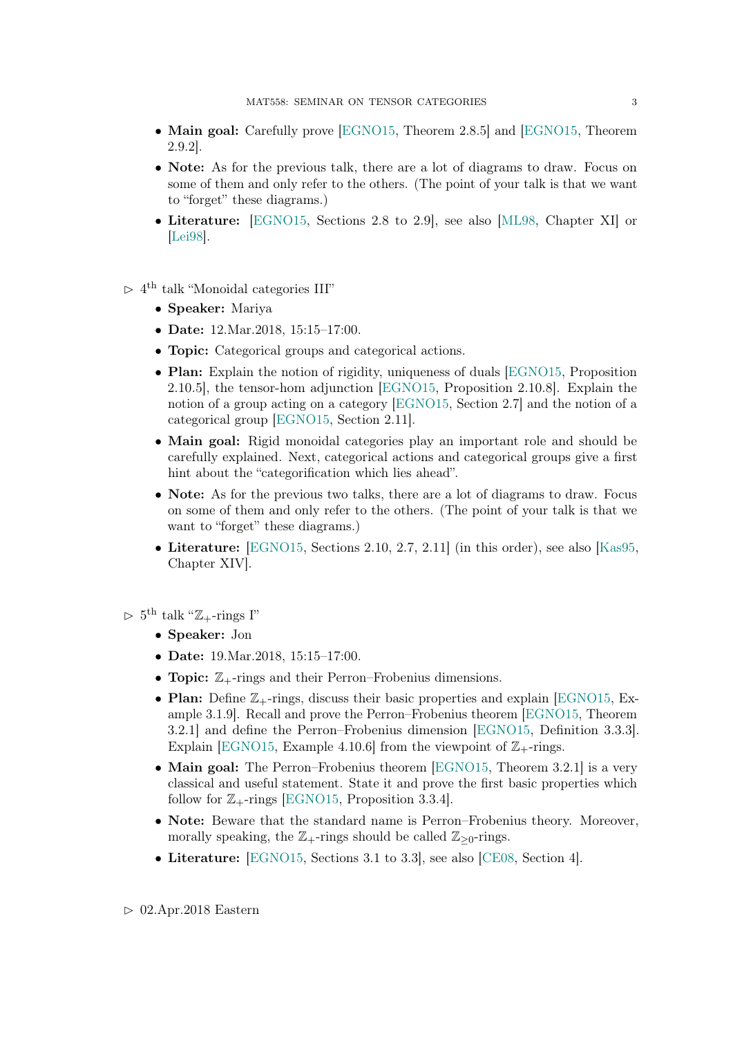- **Main goal:** Carefully prove [EGNO15, Theorem 2.8.5] and [EGNO15, Theorem 2.9.2].
- **Note:** As for the previous talk, there are a lot of diagrams to draw. Focus on some of them and only refer to the others. (The point of your talk is that we want to "forget" these diagrams.)
- **Literature:** [EGNO15, Sections 2.8 to 2.9], see also [ML98, Chapter XI] or [Lei98].

▷ 4[th] talk "Monoidal categories III"

- **Speaker:** Mariya
- **Date:** 12.Mar.2018, 15:15–17:00.
- **Topic:** Categorical groups and categorical actions.
- **Plan:** Explain the notion of rigidity, uniqueness of duals [EGNO15, Proposition 2.10.5], the tensor-hom adjunction [EGNO15, Proposition 2.10.8]. Explain the notion of a group acting on a category [EGNO15, Section 2.7] and the notion of a categorical group [EGNO15, Section 2.11].
- **Main goal:** Rigid monoidal categories play an important role and should be carefully explained. Next, categorical actions and categorical groups give a first hint about the "categorification which lies ahead".
- **Note:** As for the previous two talks, there are a lot of diagrams to draw. Focus on some of them and only refer to the others. (The point of your talk is that we want to "forget" these diagrams.)
- **Literature:** [EGNO15, Sections 2.10, 2.7, 2.11] (in this order), see also [Kas95, Chapter XIV].

▷ 5[th] talk "$\mathbb{Z}_+$-rings I"

- **Speaker:** Jon
- **Date:** 19.Mar.2018, 15:15–17:00.
- **Topic:** $\mathbb{Z}_+$-rings and their Perron–Frobenius dimensions.
- **Plan:** Define $\mathbb{Z}_+$-rings, discuss their basic properties and explain [EGNO15, Example 3.1.9]. Recall and prove the Perron–Frobenius theorem [EGNO15, Theorem 3.2.1] and define the Perron–Frobenius dimension [EGNO15, Definition 3.3.3]. Explain [EGNO15, Example 4.10.6] from the viewpoint of $\mathbb{Z}_+$-rings.
- **Main goal:** The Perron–Frobenius theorem [EGNO15, Theorem 3.2.1] is a very classical and useful statement. State it and prove the first basic properties which follow for $\mathbb{Z}_+$-rings [EGNO15, Proposition 3.3.4].
- **Note:** Beware that the standard name is Perron–Frobenius theory. Moreover, morally speaking, the $\mathbb{Z}_+$-rings should be called $\mathbb{Z}_{\geq 0}$-rings.
- **Literature:** [EGNO15, Sections 3.1 to 3.3], see also [CE08, Section 4].

▷ 02.Apr.2018 Eastern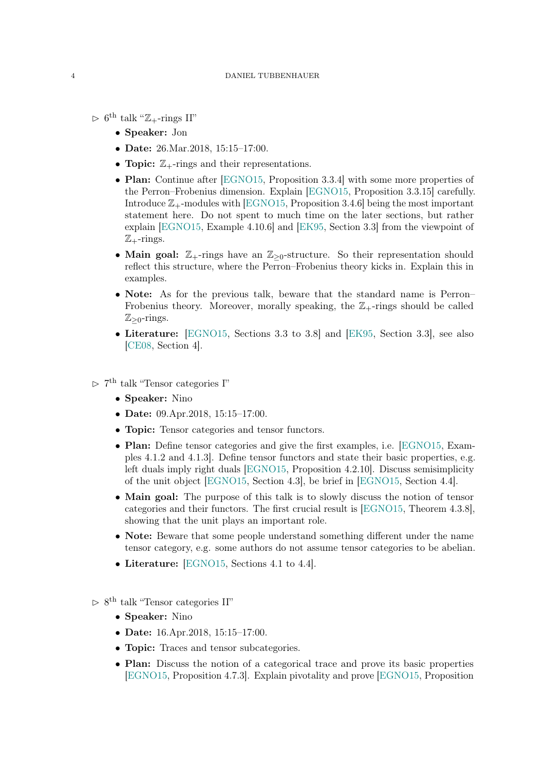▷ 6[th] talk "$\mathbb{Z}_+$-rings II"

- **Speaker:** Jon
- **Date:** 26.Mar.2018, 15:15–17:00.
- **Topic:** $\mathbb{Z}_+$-rings and their representations.
- **Plan:** Continue after [EGNO15, Proposition 3.3.4] with some more properties of the Perron–Frobenius dimension. Explain [EGNO15, Proposition 3.3.15] carefully. Introduce $\mathbb{Z}_+$-modules with [EGNO15, Proposition 3.4.6] being the most important statement here. Do not spent to much time on the later sections, but rather explain [EGNO15, Example 4.10.6] and [EK95, Section 3.3] from the viewpoint of $\mathbb{Z}_+$-rings.
- **Main goal:** $\mathbb{Z}_+$-rings have an $\mathbb{Z}_{\geq 0}$-structure. So their representation should reflect this structure, where the Perron–Frobenius theory kicks in. Explain this in examples.
- **Note:** As for the previous talk, beware that the standard name is Perron–Frobenius theory. Moreover, morally speaking, the $\mathbb{Z}_+$-rings should be called $\mathbb{Z}_{\geq 0}$-rings.
- **Literature:** [EGNO15, Sections 3.3 to 3.8] and [EK95, Section 3.3], see also [CE08, Section 4].

▷ 7[th] talk "Tensor categories I"

- **Speaker:** Nino
- **Date:** 09.Apr.2018, 15:15–17:00.
- **Topic:** Tensor categories and tensor functors.
- **Plan:** Define tensor categories and give the first examples, i.e. [EGNO15, Examples 4.1.2 and 4.1.3]. Define tensor functors and state their basic properties, e.g. left duals imply right duals [EGNO15, Proposition 4.2.10]. Discuss semisimplicity of the unit object [EGNO15, Section 4.3], be brief in [EGNO15, Section 4.4].
- **Main goal:** The purpose of this talk is to slowly discuss the notion of tensor categories and their functors. The first crucial result is [EGNO15, Theorem 4.3.8], showing that the unit plays an important role.
- **Note:** Beware that some people understand something different under the name tensor category, e.g. some authors do not assume tensor categories to be abelian.
- **Literature:** [EGNO15, Sections 4.1 to 4.4].

▷ 8[th] talk "Tensor categories II"

- **Speaker:** Nino
- **Date:** 16.Apr.2018, 15:15–17:00.
- **Topic:** Traces and tensor subcategories.
- **Plan:** Discuss the notion of a categorical trace and prove its basic properties [EGNO15, Proposition 4.7.3]. Explain pivotality and prove [EGNO15, Proposition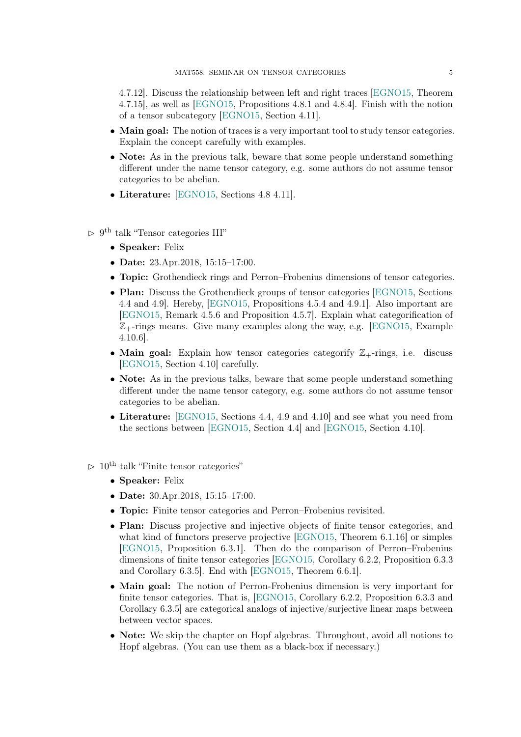4.7.12]. Discuss the relationship between left and right traces [EGNO15, Theorem 4.7.15], as well as [EGNO15, Propositions 4.8.1 and 4.8.4]. Finish with the notion of a tensor subcategory [EGNO15, Section 4.11].

- **Main goal:** The notion of traces is a very important tool to study tensor categories. Explain the concept carefully with examples.
- **Note:** As in the previous talk, beware that some people understand something different under the name tensor category, e.g. some authors do not assume tensor categories to be abelian.
- **Literature:** [EGNO15, Sections 4.8 4.11].

▷ 9th talk "Tensor categories III"

- **Speaker:** Felix
- **Date:** 23.Apr.2018, 15:15–17:00.
- **Topic:** Grothendieck rings and Perron–Frobenius dimensions of tensor categories.
- **Plan:** Discuss the Grothendieck groups of tensor categories [EGNO15, Sections 4.4 and 4.9]. Hereby, [EGNO15, Propositions 4.5.4 and 4.9.1]. Also important are [EGNO15, Remark 4.5.6 and Proposition 4.5.7]. Explain what categorification of $\mathbb{Z}_+$-rings means. Give many examples along the way, e.g. [EGNO15, Example 4.10.6].
- **Main goal:** Explain how tensor categories categorify $\mathbb{Z}_+$-rings, i.e. discuss [EGNO15, Section 4.10] carefully.
- **Note:** As in the previous talks, beware that some people understand something different under the name tensor category, e.g. some authors do not assume tensor categories to be abelian.
- **Literature:** [EGNO15, Sections 4.4, 4.9 and 4.10] and see what you need from the sections between [EGNO15, Section 4.4] and [EGNO15, Section 4.10].

▷ 10th talk "Finite tensor categories"

- **Speaker:** Felix
- **Date:** 30.Apr.2018, 15:15–17:00.
- **Topic:** Finite tensor categories and Perron–Frobenius revisited.
- **Plan:** Discuss projective and injective objects of finite tensor categories, and what kind of functors preserve projective [EGNO15, Theorem 6.1.16] or simples [EGNO15, Proposition 6.3.1]. Then do the comparison of Perron–Frobenius dimensions of finite tensor categories [EGNO15, Corollary 6.2.2, Proposition 6.3.3 and Corollary 6.3.5]. End with [EGNO15, Theorem 6.6.1].
- **Main goal:** The notion of Perron-Frobenius dimension is very important for finite tensor categories. That is, [EGNO15, Corollary 6.2.2, Proposition 6.3.3 and Corollary 6.3.5] are categorical analogs of injective/surjective linear maps between between vector spaces.
- **Note:** We skip the chapter on Hopf algebras. Throughout, avoid all notions to Hopf algebras. (You can use them as a black-box if necessary.)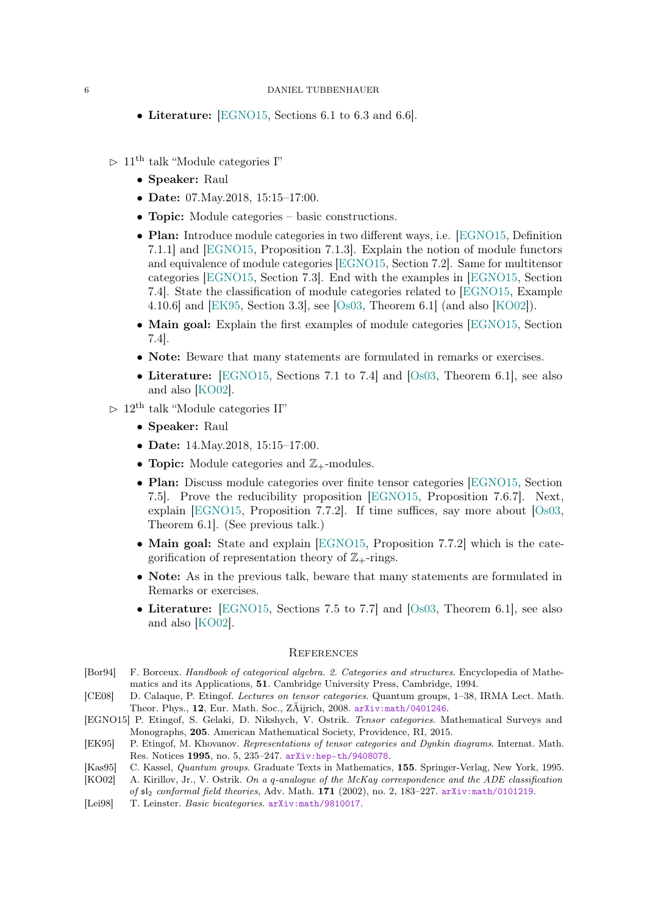- **Literature:** [EGNO15, Sections 6.1 to 6.3 and 6.6].

▷ 11th talk "Module categories I"

- **Speaker:** Raul
- **Date:** 07.May.2018, 15:15–17:00.
- **Topic:** Module categories – basic constructions.
- **Plan:** Introduce module categories in two different ways, i.e. [EGNO15, Definition 7.1.1] and [EGNO15, Proposition 7.1.3]. Explain the notion of module functors and equivalence of module categories [EGNO15, Section 7.2]. Same for multitensor categories [EGNO15, Section 7.3]. End with the examples in [EGNO15, Section 7.4]. State the classification of module categories related to [EGNO15, Example 4.10.6] and [EK95, Section 3.3], see [Os03, Theorem 6.1] (and also [KO02]).
- **Main goal:** Explain the first examples of module categories [EGNO15, Section 7.4].
- **Note:** Beware that many statements are formulated in remarks or exercises.
- **Literature:** [EGNO15, Sections 7.1 to 7.4] and [Os03, Theorem 6.1], see also and also [KO02].

▷ 12th talk "Module categories II"

- **Speaker:** Raul
- **Date:** 14.May.2018, 15:15–17:00.
- **Topic:** Module categories and $\mathbb{Z}_+$-modules.
- **Plan:** Discuss module categories over finite tensor categories [EGNO15, Section 7.5]. Prove the reducibility proposition [EGNO15, Proposition 7.6.7]. Next, explain [EGNO15, Proposition 7.7.2]. If time suffices, say more about [Os03, Theorem 6.1]. (See previous talk.)
- **Main goal:** State and explain [EGNO15, Proposition 7.7.2] which is the categorification of representation theory of $\mathbb{Z}_+$-rings.
- **Note:** As in the previous talk, beware that many statements are formulated in Remarks or exercises.
- **Literature:** [EGNO15, Sections 7.5 to 7.7] and [Os03, Theorem 6.1], see also and also [KO02].

## References

[Bor94] F. Borceux. *Handbook of categorical algebra. 2. Categories and structures*. Encyclopedia of Mathematics and its Applications, **51**. Cambridge University Press, Cambridge, 1994.

[CE08] D. Calaque, P. Etingof. *Lectures on tensor categories*. Quantum groups, 1–38, IRMA Lect. Math. Theor. Phys., **12**, Eur. Math. Soc., ZÃijrich, 2008. arXiv:math/0401246.

[EGNO15] P. Etingof, S. Gelaki, D. Nikshych, V. Ostrik. *Tensor categories*. Mathematical Surveys and Monographs, **205**. American Mathematical Society, Providence, RI, 2015.

[EK95] P. Etingof, M. Khovanov. *Representations of tensor categories and Dynkin diagrams*. Internat. Math. Res. Notices **1995**, no. 5, 235–247. arXiv:hep-th/9408078.

[Kas95] C. Kassel, *Quantum groups*. Graduate Texts in Mathematics, **155**. Springer-Verlag, New York, 1995.

[KO02] A. Kirillov, Jr., V. Ostrik. *On a q-analogue of the McKay correspondence and the ADE classification of $\mathfrak{sl}_2$ conformal field theories*, Adv. Math. **171** (2002), no. 2, 183–227. arXiv:math/0101219.

[Lei98] T. Leinster. *Basic bicategories*. arXiv:math/9810017.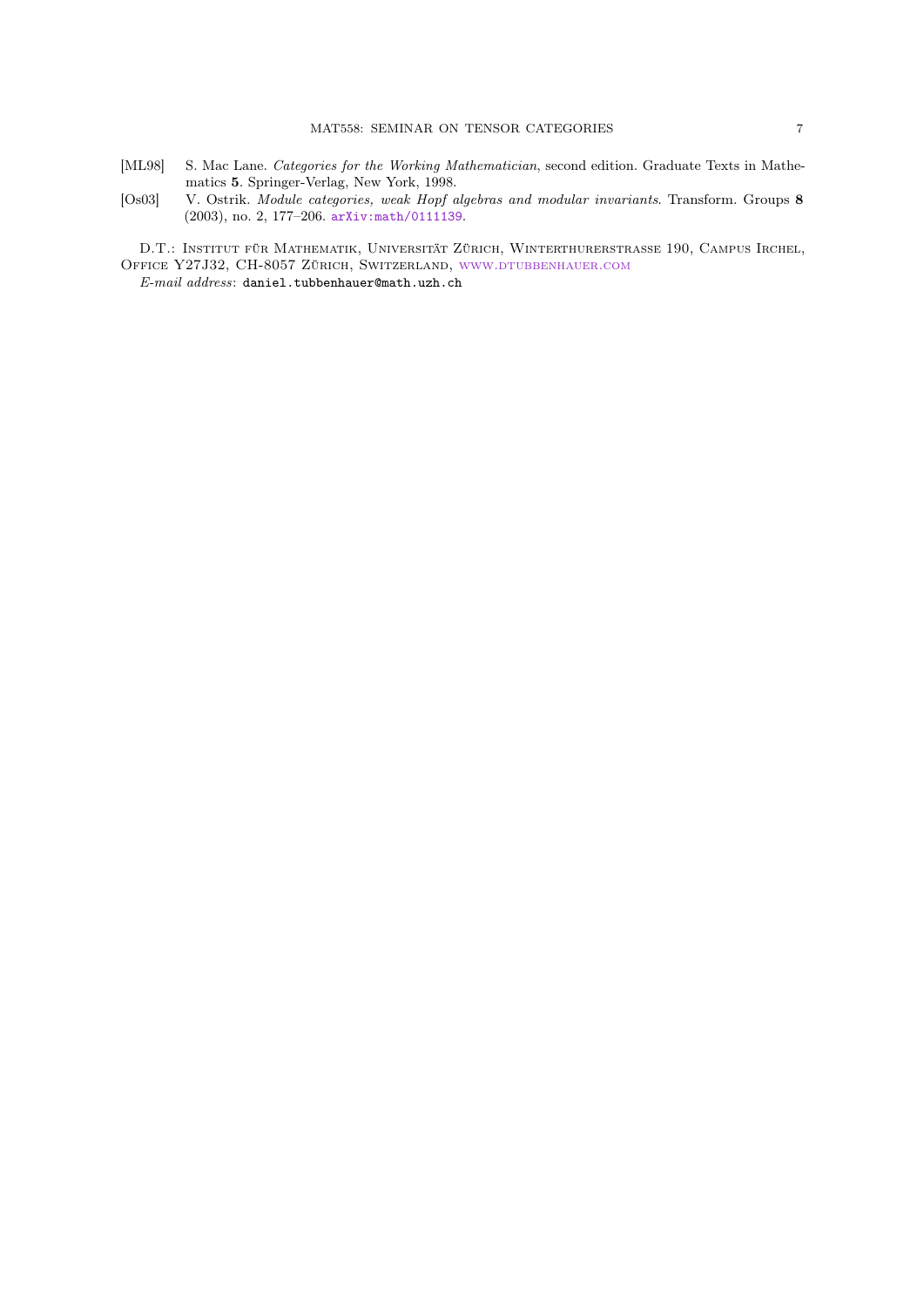[ML98] S. Mac Lane. *Categories for the Working Mathematician*, second edition. Graduate Texts in Mathematics **5**. Springer-Verlag, New York, 1998.

[Os03] V. Ostrik. *Module categories, weak Hopf algebras and modular invariants*. Transform. Groups **8** (2003), no. 2, 177–206. arXiv:math/0111139.

D.T.: Institut für Mathematik, Universität Zürich, Winterthurerstrasse 190, Campus Irchel, Office Y27J32, CH-8057 Zürich, Switzerland, www.dtubbenhauer.com

*E-mail address*: `daniel.tubbenhauer@math.uzh.ch`